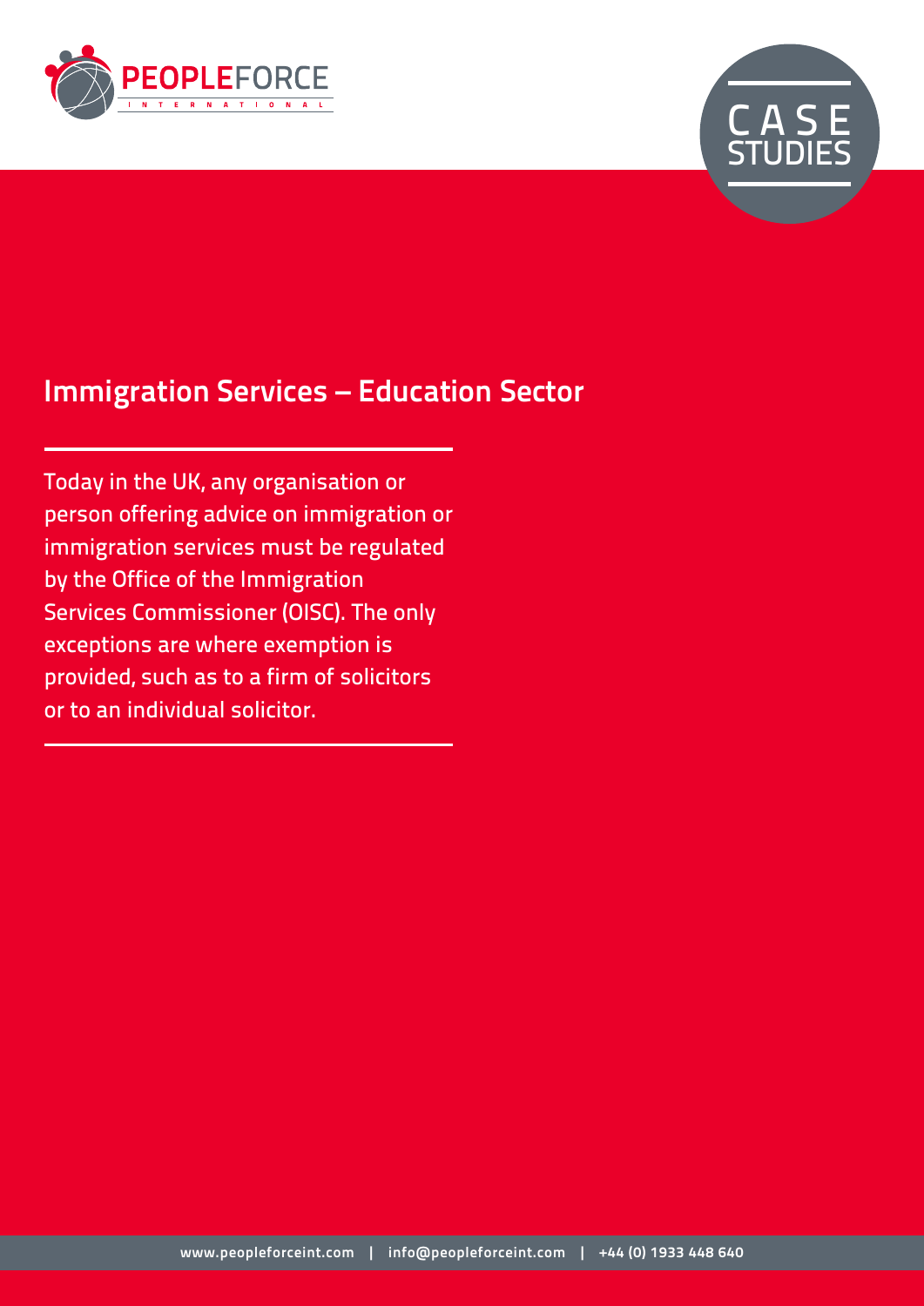PEOPLEFORCE INTERNATIONAL

CASE STUDIES

# Immigration Services – Education Sector

Today in the UK, any organisation or person offering advice on immigration or immigration services must be regulated by the Office of the Immigration Services Commissioner (OISC). The only exceptions are where exemption is provided, such as to a firm of solicitors or to an individual solicitor.

www.peopleforceint.com | info@peopleforceint.com | +44 (0) 1933 448 640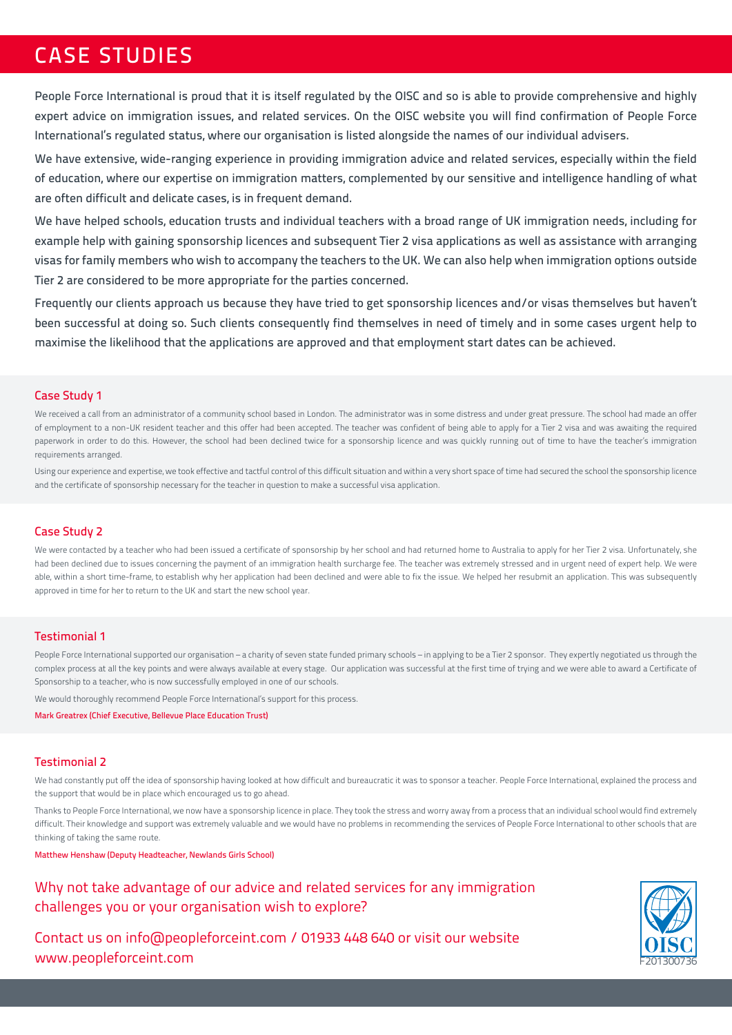# CASE STUDIES

People Force International is proud that it is itself regulated by the OISC and so is able to provide comprehensive and highly expert advice on immigration issues, and related services. On the OISC website you will find confirmation of People Force International's regulated status, where our organisation is listed alongside the names of our individual advisers.

We have extensive, wide-ranging experience in providing immigration advice and related services, especially within the field of education, where our expertise on immigration matters, complemented by our sensitive and intelligence handling of what are often difficult and delicate cases, is in frequent demand.

We have helped schools, education trusts and individual teachers with a broad range of UK immigration needs, including for example help with gaining sponsorship licences and subsequent Tier 2 visa applications as well as assistance with arranging visas for family members who wish to accompany the teachers to the UK. We can also help when immigration options outside Tier 2 are considered to be more appropriate for the parties concerned.

Frequently our clients approach us because they have tried to get sponsorship licences and/or visas themselves but haven't been successful at doing so. Such clients consequently find themselves in need of timely and in some cases urgent help to maximise the likelihood that the applications are approved and that employment start dates can be achieved.

## Case Study 1

We received a call from an administrator of a community school based in London. The administrator was in some distress and under great pressure. The school had made an offer of employment to a non-UK resident teacher and this offer had been accepted. The teacher was confident of being able to apply for a Tier 2 visa and was awaiting the required paperwork in order to do this. However, the school had been declined twice for a sponsorship licence and was quickly running out of time to have the teacher's immigration requirements arranged.

Using our experience and expertise, we took effective and tactful control of this difficult situation and within a very short space of time had secured the school the sponsorship licence and the certificate of sponsorship necessary for the teacher in question to make a successful visa application.

## Case Study 2

We were contacted by a teacher who had been issued a certificate of sponsorship by her school and had returned home to Australia to apply for her Tier 2 visa. Unfortunately, she had been declined due to issues concerning the payment of an immigration health surcharge fee. The teacher was extremely stressed and in urgent need of expert help. We were able, within a short time-frame, to establish why her application had been declined and were able to fix the issue. We helped her resubmit an application. This was subsequently approved in time for her to return to the UK and start the new school year.

## Testimonial 1

People Force International supported our organisation – a charity of seven state funded primary schools – in applying to be a Tier 2 sponsor. They expertly negotiated us through the complex process at all the key points and were always available at every stage. Our application was successful at the first time of trying and we were able to award a Certificate of Sponsorship to a teacher, who is now successfully employed in one of our schools.

We would thoroughly recommend People Force International's support for this process.

Mark Greatrex (Chief Executive, Bellevue Place Education Trust)

## Testimonial 2

We had constantly put off the idea of sponsorship having looked at how difficult and bureaucratic it was to sponsor a teacher. People Force International, explained the process and the support that would be in place which encouraged us to go ahead.

Thanks to People Force International, we now have a sponsorship licence in place. They took the stress and worry away from a process that an individual school would find extremely difficult. Their knowledge and support was extremely valuable and we would have no problems in recommending the services of People Force International to other schools that are thinking of taking the same route.

Matthew Henshaw (Deputy Headteacher, Newlands Girls School)

Why not take advantage of our advice and related services for any immigration challenges you or your organisation wish to explore?

Contact us on info@peopleforceint.com / 01933 448 640 or visit our website www.peopleforceint.com

OISC
F201300736